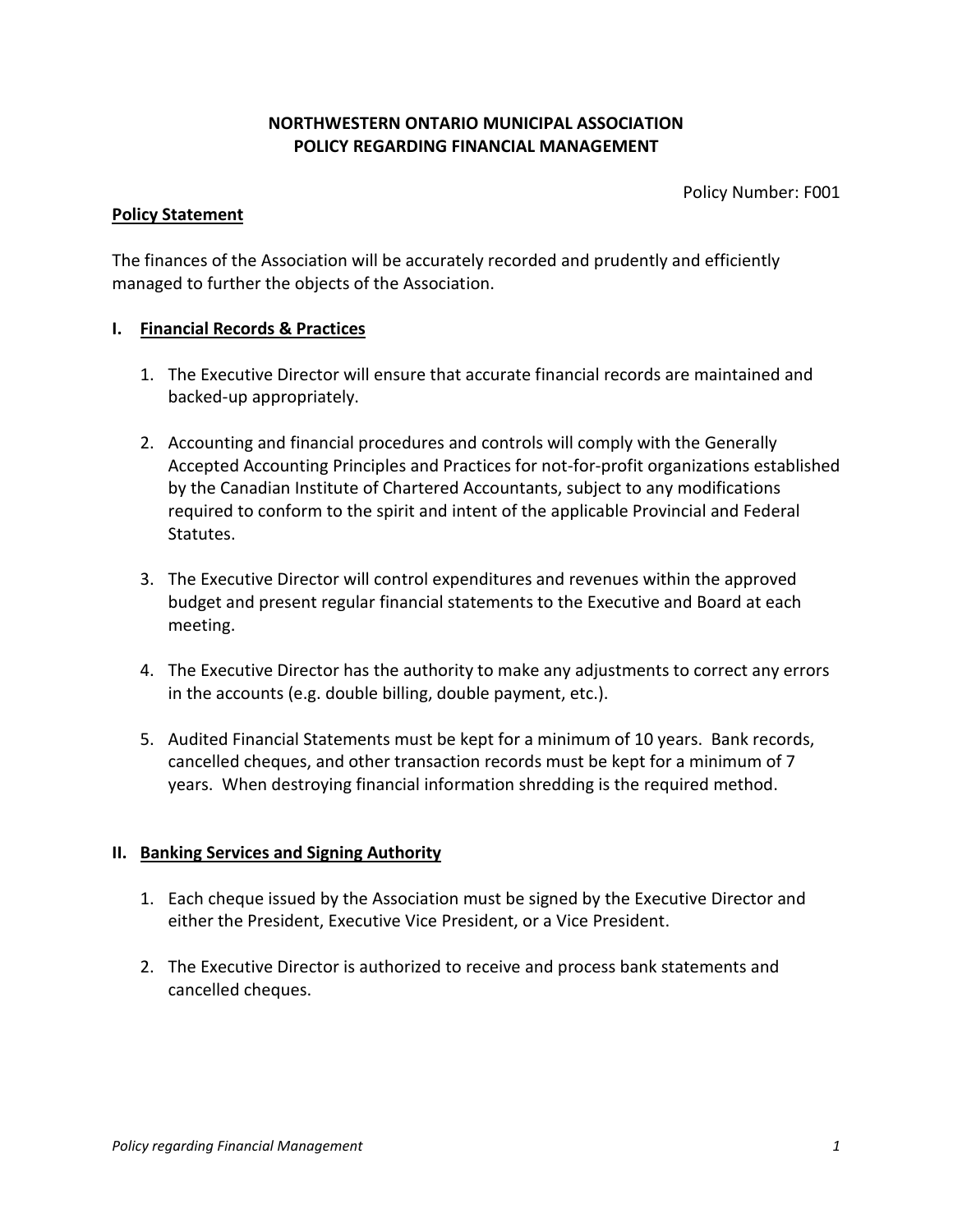# NORTHWESTERN ONTARIO MUNICIPAL ASSOCIATION
# POLICY REGARDING FINANCIAL MANAGEMENT

Policy Number: F001

## Policy Statement

The finances of the Association will be accurately recorded and prudently and efficiently managed to further the objects of the Association.

## I. Financial Records & Practices

1. The Executive Director will ensure that accurate financial records are maintained and backed-up appropriately.

2. Accounting and financial procedures and controls will comply with the Generally Accepted Accounting Principles and Practices for not-for-profit organizations established by the Canadian Institute of Chartered Accountants, subject to any modifications required to conform to the spirit and intent of the applicable Provincial and Federal Statutes.

3. The Executive Director will control expenditures and revenues within the approved budget and present regular financial statements to the Executive and Board at each meeting.

4. The Executive Director has the authority to make any adjustments to correct any errors in the accounts (e.g. double billing, double payment, etc.).

5. Audited Financial Statements must be kept for a minimum of 10 years. Bank records, cancelled cheques, and other transaction records must be kept for a minimum of 7 years. When destroying financial information shredding is the required method.

## II. Banking Services and Signing Authority

1. Each cheque issued by the Association must be signed by the Executive Director and either the President, Executive Vice President, or a Vice President.

2. The Executive Director is authorized to receive and process bank statements and cancelled cheques.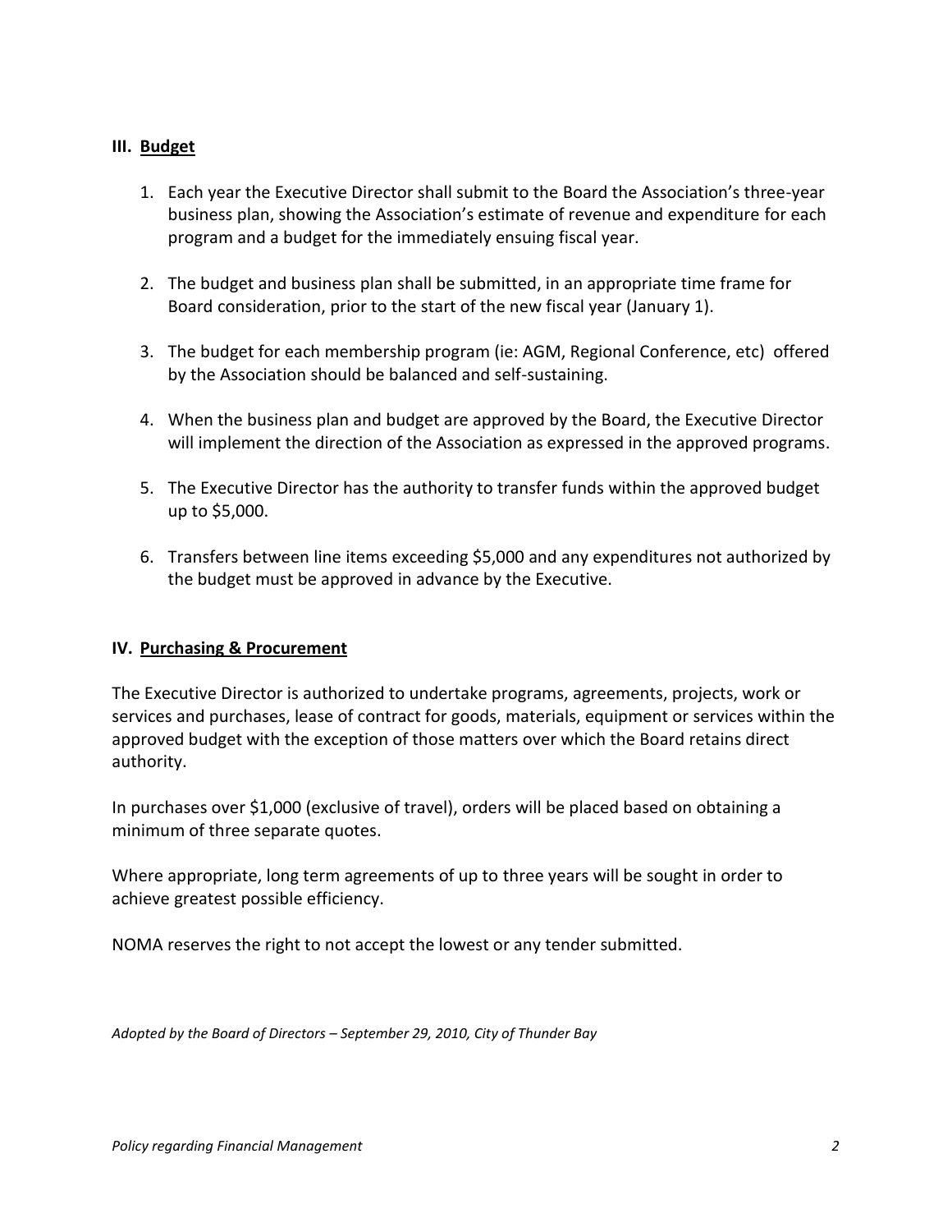## III. Budget

1. Each year the Executive Director shall submit to the Board the Association's three-year business plan, showing the Association's estimate of revenue and expenditure for each program and a budget for the immediately ensuing fiscal year.

2. The budget and business plan shall be submitted, in an appropriate time frame for Board consideration, prior to the start of the new fiscal year (January 1).

3. The budget for each membership program (ie: AGM, Regional Conference, etc) offered by the Association should be balanced and self-sustaining.

4. When the business plan and budget are approved by the Board, the Executive Director will implement the direction of the Association as expressed in the approved programs.

5. The Executive Director has the authority to transfer funds within the approved budget up to $5,000.

6. Transfers between line items exceeding $5,000 and any expenditures not authorized by the budget must be approved in advance by the Executive.

## IV. Purchasing & Procurement

The Executive Director is authorized to undertake programs, agreements, projects, work or services and purchases, lease of contract for goods, materials, equipment or services within the approved budget with the exception of those matters over which the Board retains direct authority.

In purchases over $1,000 (exclusive of travel), orders will be placed based on obtaining a minimum of three separate quotes.

Where appropriate, long term agreements of up to three years will be sought in order to achieve greatest possible efficiency.

NOMA reserves the right to not accept the lowest or any tender submitted.

*Adopted by the Board of Directors – September 29, 2010, City of Thunder Bay*